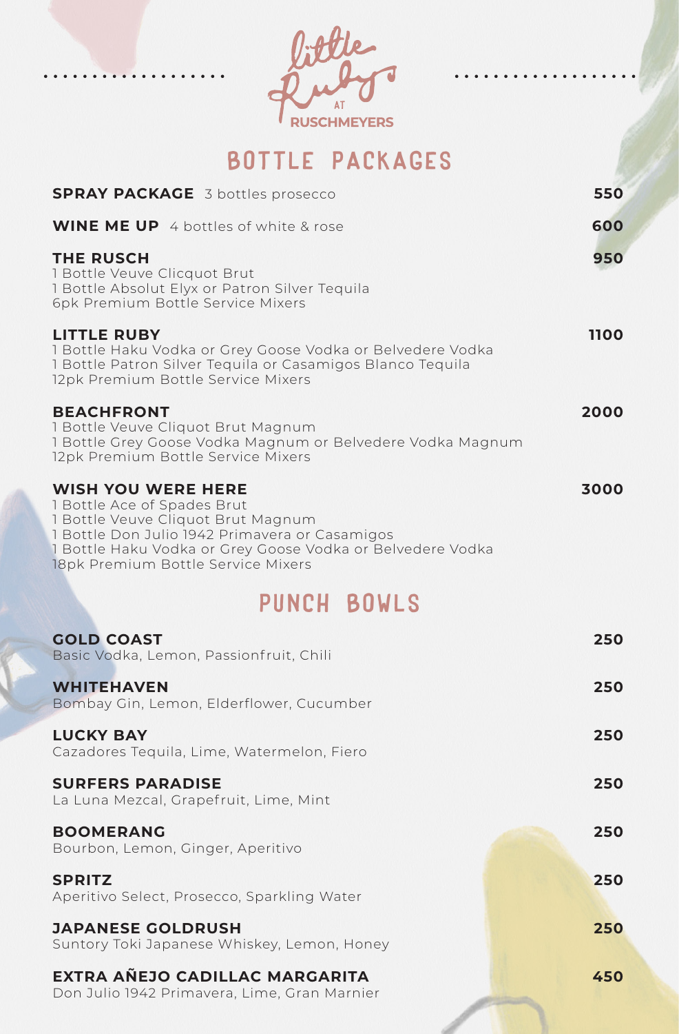# little Ruby AT RUSCHMEYERS

## BOTTLE PACKAGES

**SPRAY PACKAGE** 3 bottles prosecco **550**

**WINE ME UP** 4 bottles of white & rose **600**

**THE RUSCH** **950**
1 Bottle Veuve Clicquot Brut
1 Bottle Absolut Elyx or Patron Silver Tequila
6pk Premium Bottle Service Mixers

**LITTLE RUBY** **1100**
1 Bottle Haku Vodka or Grey Goose Vodka or Belvedere Vodka
1 Bottle Patron Silver Tequila or Casamigos Blanco Tequila
12pk Premium Bottle Service Mixers

**BEACHFRONT** **2000**
1 Bottle Veuve Cliquot Brut Magnum
1 Bottle Grey Goose Vodka Magnum or Belvedere Vodka Magnum
12pk Premium Bottle Service Mixers

**WISH YOU WERE HERE** **3000**
1 Bottle Ace of Spades Brut
1 Bottle Veuve Cliquot Brut Magnum
1 Bottle Don Julio 1942 Primavera or Casamigos
1 Bottle Haku Vodka or Grey Goose Vodka or Belvedere Vodka
18pk Premium Bottle Service Mixers

## PUNCH BOWLS

**GOLD COAST** **250**
Basic Vodka, Lemon, Passionfruit, Chili

**WHITEHAVEN** **250**
Bombay Gin, Lemon, Elderflower, Cucumber

**LUCKY BAY** **250**
Cazadores Tequila, Lime, Watermelon, Fiero

**SURFERS PARADISE** **250**
La Luna Mezcal, Grapefruit, Lime, Mint

**BOOMERANG** **250**
Bourbon, Lemon, Ginger, Aperitivo

**SPRITZ** **250**
Aperitivo Select, Prosecco, Sparkling Water

**JAPANESE GOLDRUSH** **250**
Suntory Toki Japanese Whiskey, Lemon, Honey

**EXTRA AÑEJO CADILLAC MARGARITA** **450**
Don Julio 1942 Primavera, Lime, Gran Marnier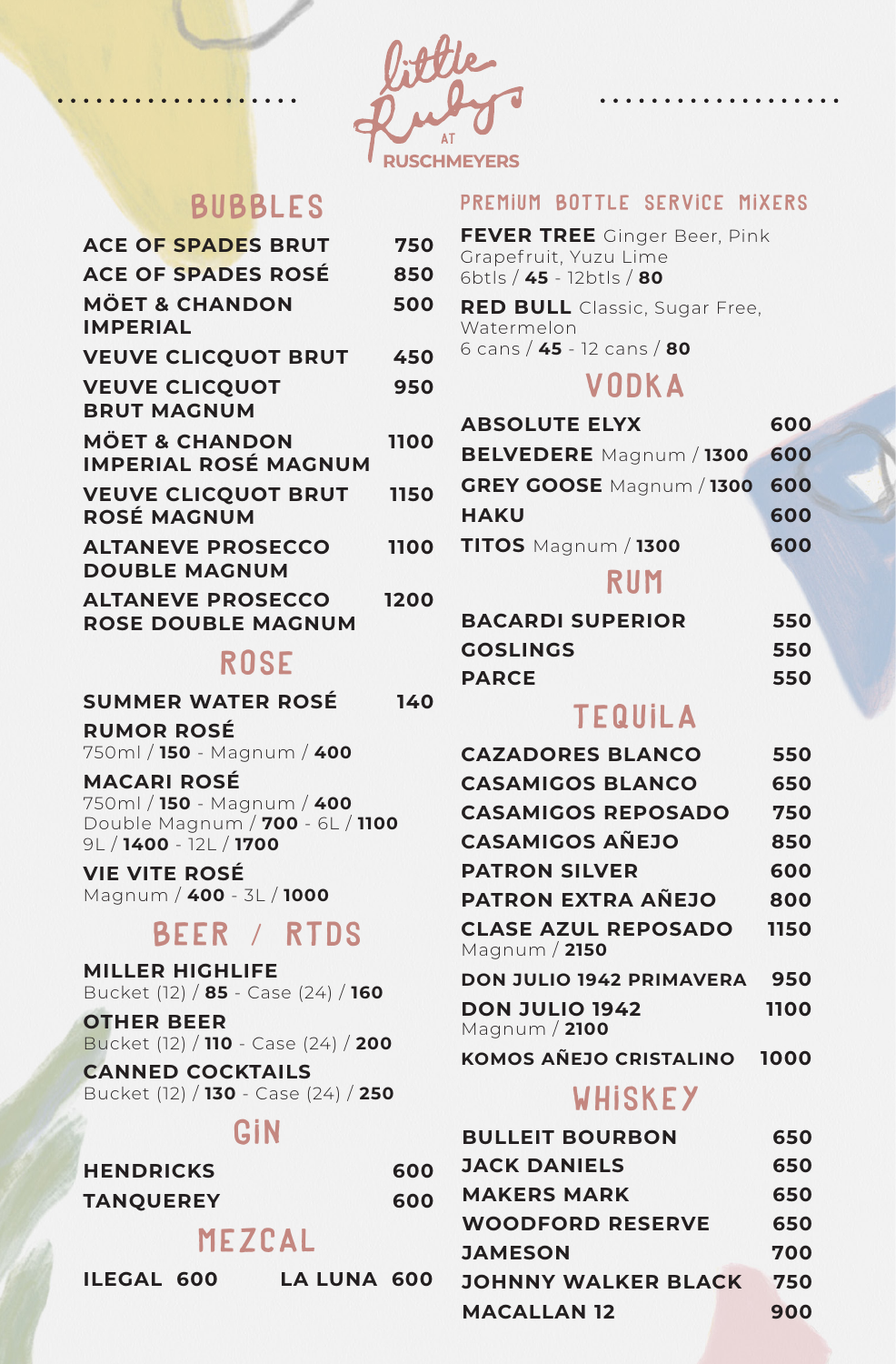# little Rubys AT RUSCHMEYERS

## BUBBLES

| | |
|---|---|
| ACE OF SPADES BRUT | 750 |
| ACE OF SPADES ROSÉ | 850 |
| MÖET & CHANDON IMPERIAL | 500 |
| VEUVE CLICQUOT BRUT | 450 |
| VEUVE CLICQUOT BRUT MAGNUM | 950 |
| MÖET & CHANDON IMPERIAL ROSÉ MAGNUM | 1100 |
| VEUVE CLICQUOT BRUT ROSÉ MAGNUM | 1150 |
| ALTANEVE PROSECCO DOUBLE MAGNUM | 1100 |
| ALTANEVE PROSECCO ROSE DOUBLE MAGNUM | 1200 |

## ROSE

**SUMMER WATER ROSÉ** 140

**RUMOR ROSÉ**
750ml / **150** - Magnum / **400**

**MACARI ROSÉ**
750ml / **150** - Magnum / **400**
Double Magnum / **700** - 6L / **1100**
9L / **1400** - 12L / **1700**

**VIE VITE ROSÉ**
Magnum / **400** - 3L / **1000**

## BEER / RTDS

**MILLER HIGHLIFE**
Bucket (12) / **85** - Case (24) / **160**

**OTHER BEER**
Bucket (12) / **110** - Case (24) / **200**

**CANNED COCKTAILS**
Bucket (12) / **130** - Case (24) / **250**

## GIN

| | |
|---|---|
| HENDRICKS | 600 |
| TANQUEREY | 600 |

## MEZCAL

**ILEGAL** 600 **LA LUNA** 600

## PREMIUM BOTTLE SERVICE MIXERS

**FEVER TREE** Ginger Beer, Pink Grapefruit, Yuzu Lime
6btls / **45** - 12btls / **80**

**RED BULL** Classic, Sugar Free, Watermelon
6 cans / **45** - 12 cans / **80**

## VODKA

| | |
|---|---|
| ABSOLUTE ELYX | 600 |
| BELVEDERE Magnum / 1300 | 600 |
| GREY GOOSE Magnum / 1300 | 600 |
| HAKU | 600 |
| TITOS Magnum / 1300 | 600 |

## RUM

| | |
|---|---|
| BACARDI SUPERIOR | 550 |
| GOSLINGS | 550 |
| PARCE | 550 |

## TEQUILA

| | |
|---|---|
| CAZADORES BLANCO | 550 |
| CASAMIGOS BLANCO | 650 |
| CASAMIGOS REPOSADO | 750 |
| CASAMIGOS AÑEJO | 850 |
| PATRON SILVER | 600 |
| PATRON EXTRA AÑEJO | 800 |
| CLASE AZUL REPOSADO Magnum / 2150 | 1150 |
| DON JULIO 1942 PRIMAVERA | 950 |
| DON JULIO 1942 Magnum / 2100 | 1100 |
| KOMOS AÑEJO CRISTALINO | 1000 |

## WHISKEY

| | |
|---|---|
| BULLEIT BOURBON | 650 |
| JACK DANIELS | 650 |
| MAKERS MARK | 650 |
| WOODFORD RESERVE | 650 |
| JAMESON | 700 |
| JOHNNY WALKER BLACK | 750 |
| MACALLAN 12 | 900 |